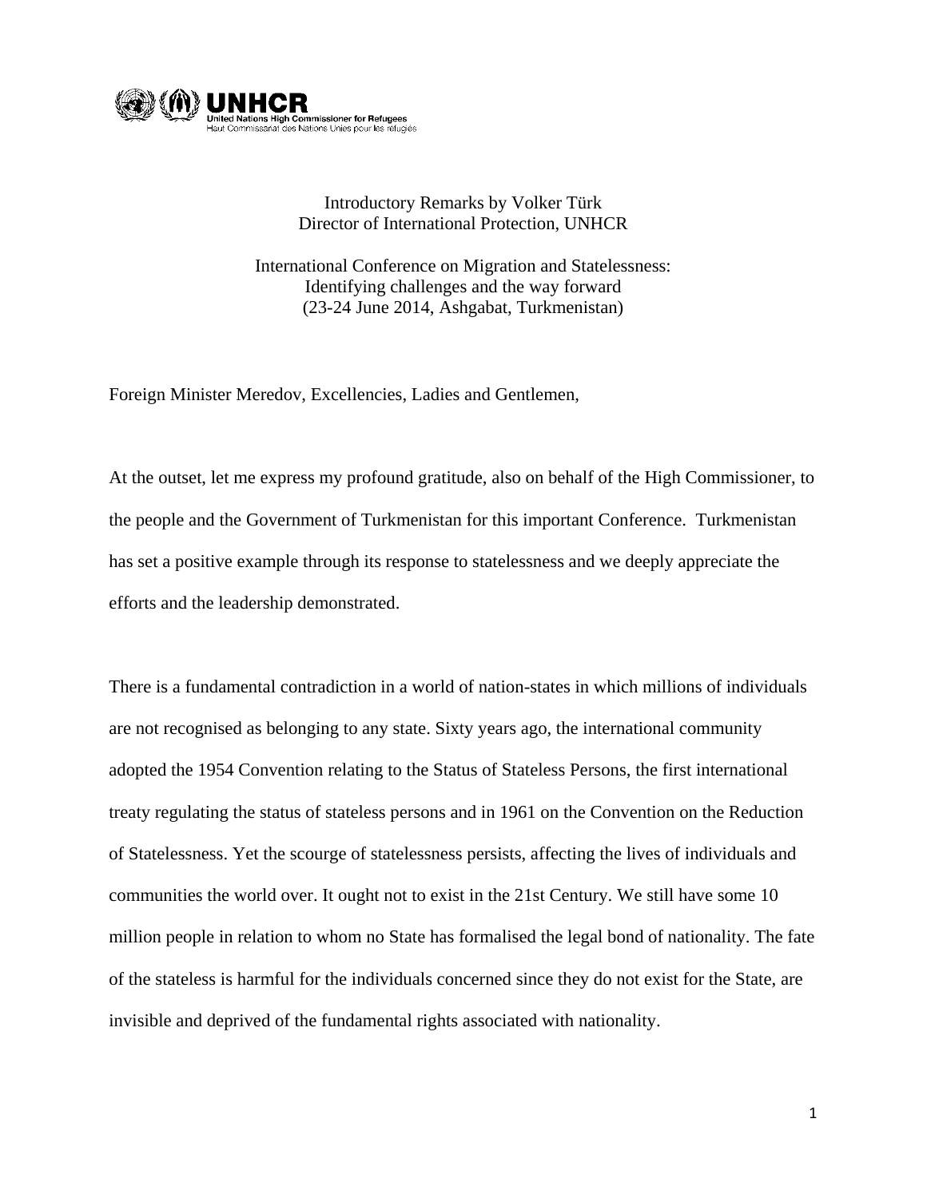Introductory Remarks by Volker Türk
Director of International Protection, UNHCR

International Conference on Migration and Statelessness:
Identifying challenges and the way forward
(23-24 June 2014, Ashgabat, Turkmenistan)

Foreign Minister Meredov, Excellencies, Ladies and Gentlemen,

At the outset, let me express my profound gratitude, also on behalf of the High Commissioner, to the people and the Government of Turkmenistan for this important Conference. Turkmenistan has set a positive example through its response to statelessness and we deeply appreciate the efforts and the leadership demonstrated.

There is a fundamental contradiction in a world of nation-states in which millions of individuals are not recognised as belonging to any state. Sixty years ago, the international community adopted the 1954 Convention relating to the Status of Stateless Persons, the first international treaty regulating the status of stateless persons and in 1961 on the Convention on the Reduction of Statelessness. Yet the scourge of statelessness persists, affecting the lives of individuals and communities the world over. It ought not to exist in the 21st Century. We still have some 10 million people in relation to whom no State has formalised the legal bond of nationality. The fate of the stateless is harmful for the individuals concerned since they do not exist for the State, are invisible and deprived of the fundamental rights associated with nationality.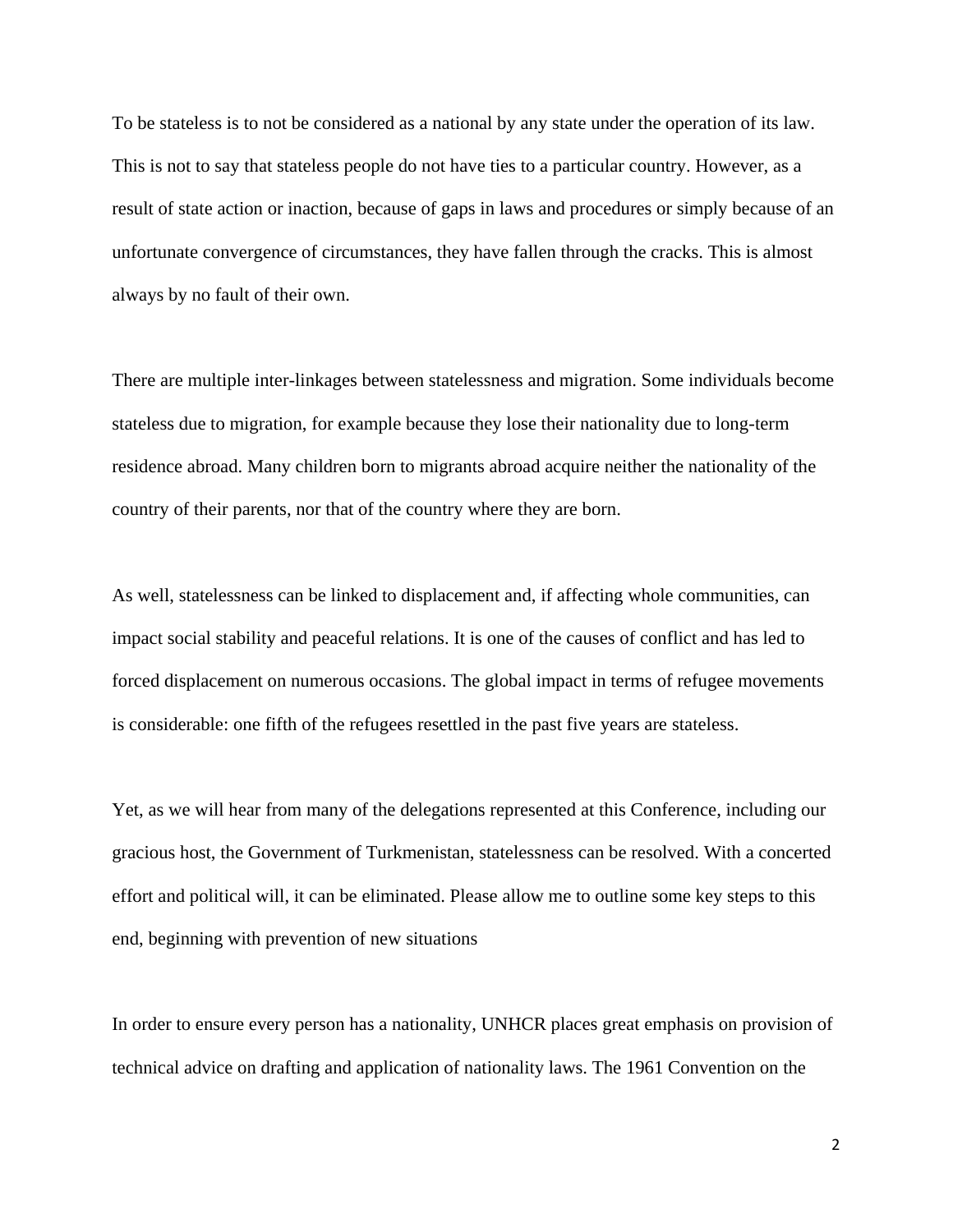To be stateless is to not be considered as a national by any state under the operation of its law. This is not to say that stateless people do not have ties to a particular country. However, as a result of state action or inaction, because of gaps in laws and procedures or simply because of an unfortunate convergence of circumstances, they have fallen through the cracks. This is almost always by no fault of their own.

There are multiple inter-linkages between statelessness and migration. Some individuals become stateless due to migration, for example because they lose their nationality due to long-term residence abroad. Many children born to migrants abroad acquire neither the nationality of the country of their parents, nor that of the country where they are born.

As well, statelessness can be linked to displacement and, if affecting whole communities, can impact social stability and peaceful relations. It is one of the causes of conflict and has led to forced displacement on numerous occasions. The global impact in terms of refugee movements is considerable: one fifth of the refugees resettled in the past five years are stateless.

Yet, as we will hear from many of the delegations represented at this Conference, including our gracious host, the Government of Turkmenistan, statelessness can be resolved. With a concerted effort and political will, it can be eliminated. Please allow me to outline some key steps to this end, beginning with prevention of new situations

In order to ensure every person has a nationality, UNHCR places great emphasis on provision of technical advice on drafting and application of nationality laws. The 1961 Convention on the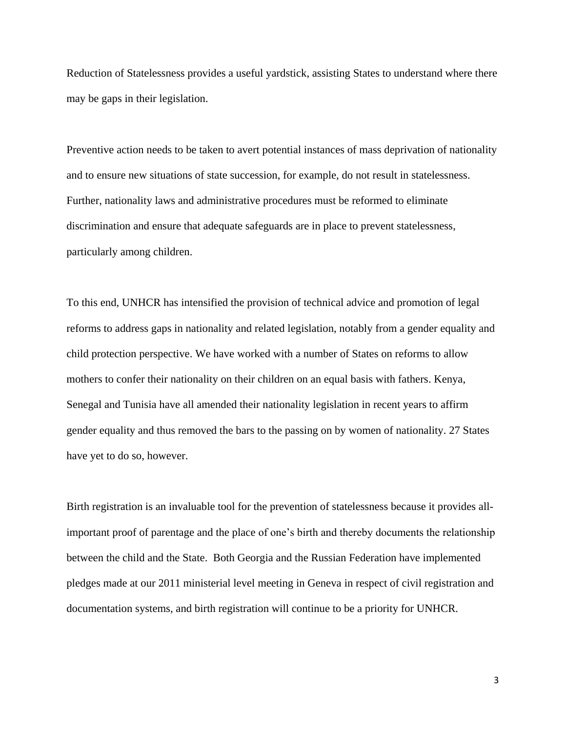Reduction of Statelessness provides a useful yardstick, assisting States to understand where there may be gaps in their legislation.

Preventive action needs to be taken to avert potential instances of mass deprivation of nationality and to ensure new situations of state succession, for example, do not result in statelessness. Further, nationality laws and administrative procedures must be reformed to eliminate discrimination and ensure that adequate safeguards are in place to prevent statelessness, particularly among children.

To this end, UNHCR has intensified the provision of technical advice and promotion of legal reforms to address gaps in nationality and related legislation, notably from a gender equality and child protection perspective. We have worked with a number of States on reforms to allow mothers to confer their nationality on their children on an equal basis with fathers. Kenya, Senegal and Tunisia have all amended their nationality legislation in recent years to affirm gender equality and thus removed the bars to the passing on by women of nationality. 27 States have yet to do so, however.

Birth registration is an invaluable tool for the prevention of statelessness because it provides all-important proof of parentage and the place of one's birth and thereby documents the relationship between the child and the State. Both Georgia and the Russian Federation have implemented pledges made at our 2011 ministerial level meeting in Geneva in respect of civil registration and documentation systems, and birth registration will continue to be a priority for UNHCR.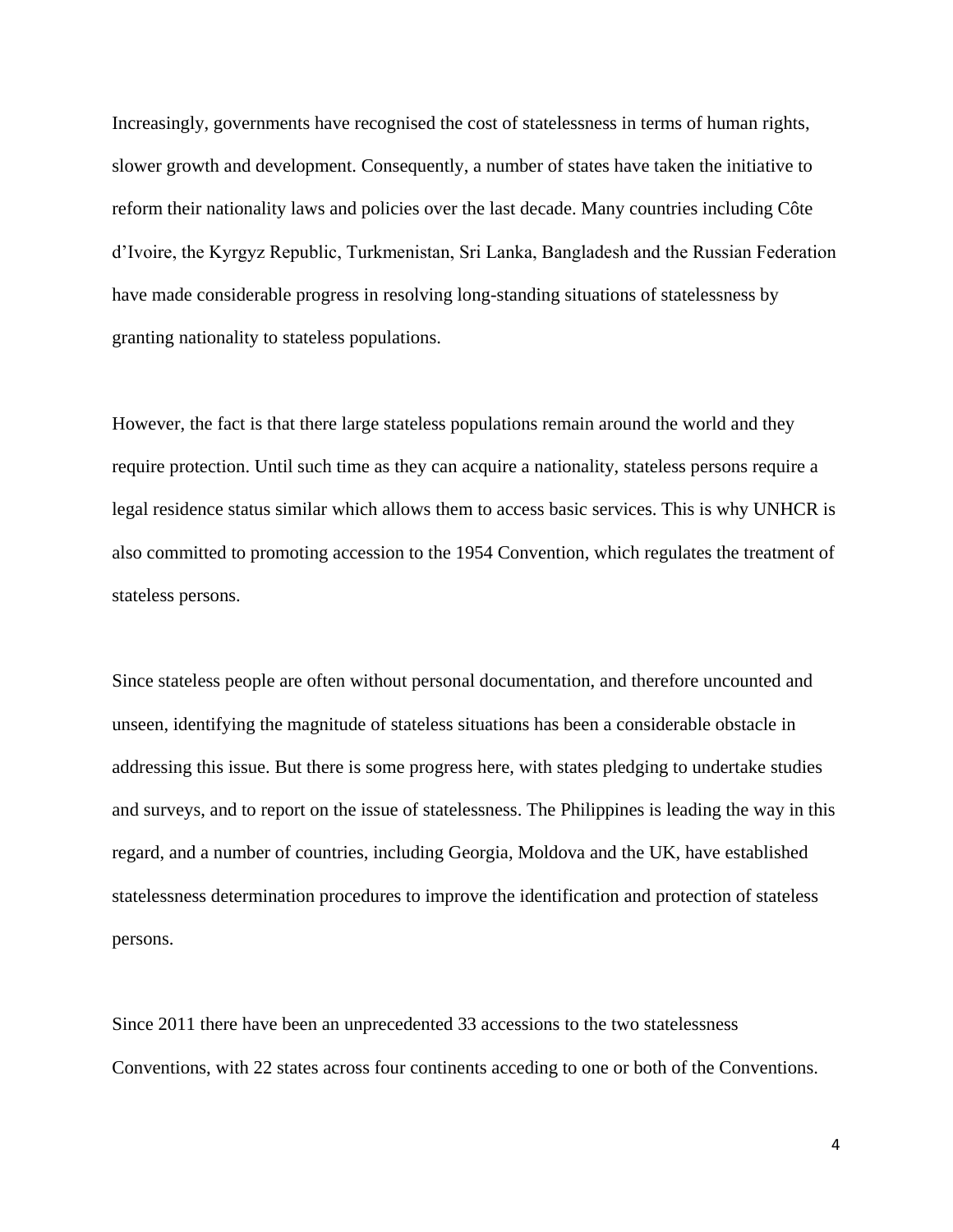Increasingly, governments have recognised the cost of statelessness in terms of human rights, slower growth and development. Consequently, a number of states have taken the initiative to reform their nationality laws and policies over the last decade. Many countries including Côte d'Ivoire, the Kyrgyz Republic, Turkmenistan, Sri Lanka, Bangladesh and the Russian Federation have made considerable progress in resolving long-standing situations of statelessness by granting nationality to stateless populations.

However, the fact is that there large stateless populations remain around the world and they require protection. Until such time as they can acquire a nationality, stateless persons require a legal residence status similar which allows them to access basic services. This is why UNHCR is also committed to promoting accession to the 1954 Convention, which regulates the treatment of stateless persons.

Since stateless people are often without personal documentation, and therefore uncounted and unseen, identifying the magnitude of stateless situations has been a considerable obstacle in addressing this issue. But there is some progress here, with states pledging to undertake studies and surveys, and to report on the issue of statelessness. The Philippines is leading the way in this regard, and a number of countries, including Georgia, Moldova and the UK, have established statelessness determination procedures to improve the identification and protection of stateless persons.

Since 2011 there have been an unprecedented 33 accessions to the two statelessness Conventions, with 22 states across four continents acceding to one or both of the Conventions.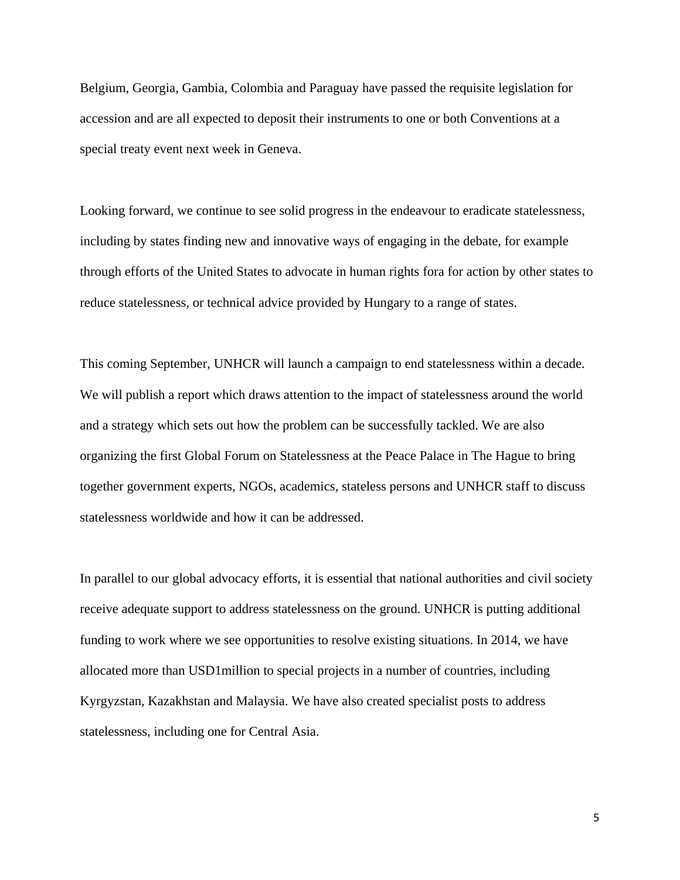Belgium, Georgia, Gambia, Colombia and Paraguay have passed the requisite legislation for accession and are all expected to deposit their instruments to one or both Conventions at a special treaty event next week in Geneva.

Looking forward, we continue to see solid progress in the endeavour to eradicate statelessness, including by states finding new and innovative ways of engaging in the debate, for example through efforts of the United States to advocate in human rights fora for action by other states to reduce statelessness, or technical advice provided by Hungary to a range of states.

This coming September, UNHCR will launch a campaign to end statelessness within a decade. We will publish a report which draws attention to the impact of statelessness around the world and a strategy which sets out how the problem can be successfully tackled. We are also organizing the first Global Forum on Statelessness at the Peace Palace in The Hague to bring together government experts, NGOs, academics, stateless persons and UNHCR staff to discuss statelessness worldwide and how it can be addressed.

In parallel to our global advocacy efforts, it is essential that national authorities and civil society receive adequate support to address statelessness on the ground. UNHCR is putting additional funding to work where we see opportunities to resolve existing situations. In 2014, we have allocated more than USD1million to special projects in a number of countries, including Kyrgyzstan, Kazakhstan and Malaysia. We have also created specialist posts to address statelessness, including one for Central Asia.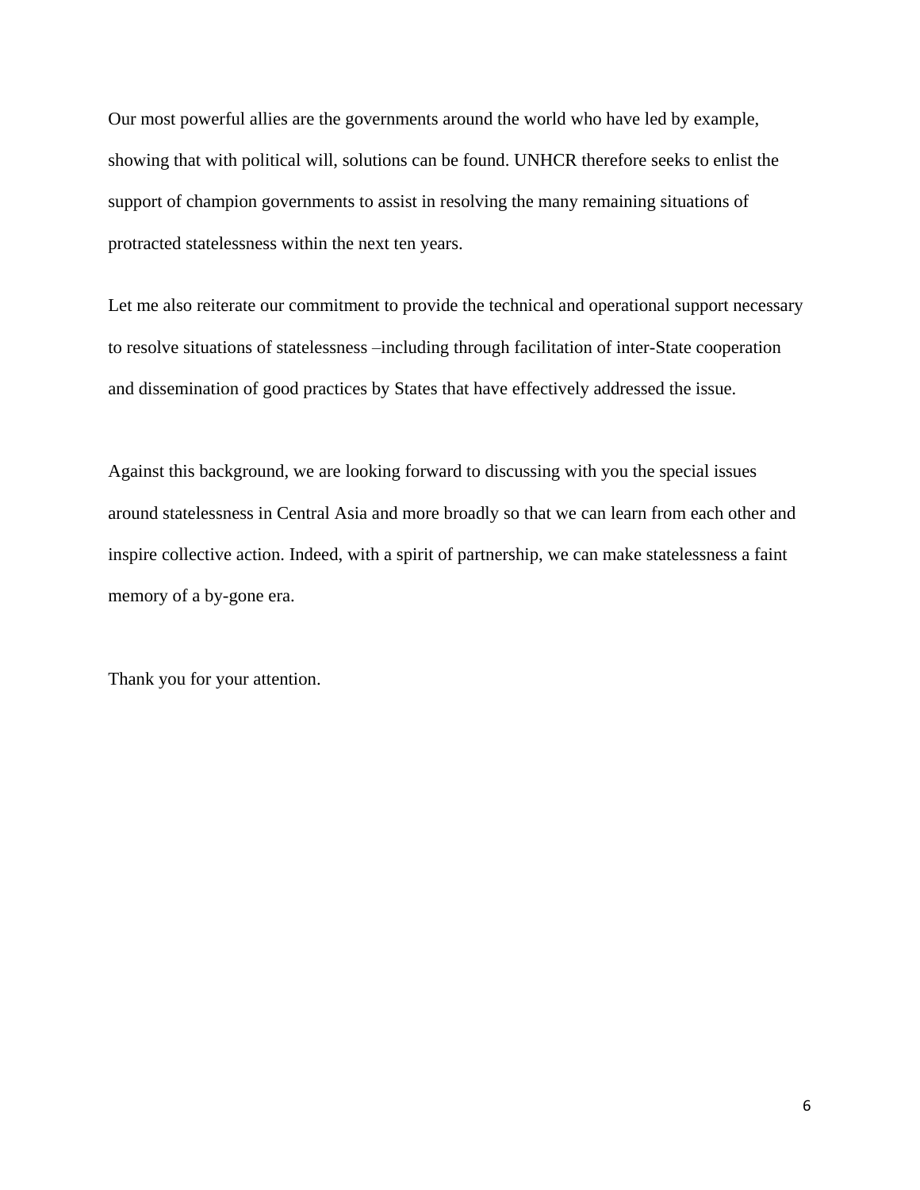Our most powerful allies are the governments around the world who have led by example, showing that with political will, solutions can be found. UNHCR therefore seeks to enlist the support of champion governments to assist in resolving the many remaining situations of protracted statelessness within the next ten years.

Let me also reiterate our commitment to provide the technical and operational support necessary to resolve situations of statelessness –including through facilitation of inter-State cooperation and dissemination of good practices by States that have effectively addressed the issue.

Against this background, we are looking forward to discussing with you the special issues around statelessness in Central Asia and more broadly so that we can learn from each other and inspire collective action. Indeed, with a spirit of partnership, we can make statelessness a faint memory of a by-gone era.

Thank you for your attention.